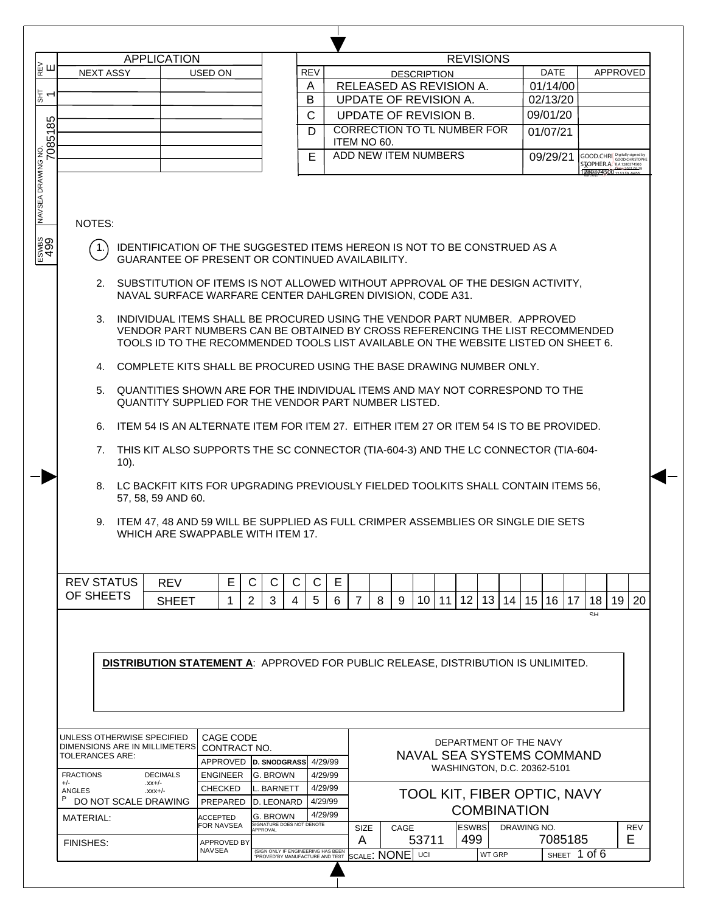| APPLICATION | |
|---|---|
| NEXT ASSY | USED ON |
| | |
| | |
| | |
| | |
| | |

| REVISIONS | | | |
|---|---|---|---|
| REV | DESCRIPTION | DATE | APPROVED |
| A | RELEASED AS REVISION A. | 01/14/00 | |
| B | UPDATE OF REVISION A. | 02/13/20 | |
| C | UPDATE OF REVISION B. | 09/01/20 | |
| D | CORRECTION TO TL NUMBER FOR ITEM NO 60. | 01/07/21 | |
| E | ADD NEW ITEM NUMBERS | 09/29/21 | GOOD.CHRISTOPHER.A.1280174500 (Digitally signed by GOOD.CHRISTOPHER.A.1280174500) |

NOTES:

1. IDENTIFICATION OF THE SUGGESTED ITEMS HEREON IS NOT TO BE CONSTRUED AS A GUARANTEE OF PRESENT OR CONTINUED AVAILABILITY.
2. SUBSTITUTION OF ITEMS IS NOT ALLOWED WITHOUT APPROVAL OF THE DESIGN ACTIVITY, NAVAL SURFACE WARFARE CENTER DAHLGREN DIVISION, CODE A31.
3. INDIVIDUAL ITEMS SHALL BE PROCURED USING THE VENDOR PART NUMBER. APPROVED VENDOR PART NUMBERS CAN BE OBTAINED BY CROSS REFERENCING THE LIST RECOMMENDED TOOLS ID TO THE RECOMMENDED TOOLS LIST AVAILABLE ON THE WEBSITE LISTED ON SHEET 6.
4. COMPLETE KITS SHALL BE PROCURED USING THE BASE DRAWING NUMBER ONLY.
5. QUANTITIES SHOWN ARE FOR THE INDIVIDUAL ITEMS AND MAY NOT CORRESPOND TO THE QUANTITY SUPPLIED FOR THE VENDOR PART NUMBER LISTED.
6. ITEM 54 IS AN ALTERNATE ITEM FOR ITEM 27. EITHER ITEM 27 OR ITEM 54 IS TO BE PROVIDED.
7. THIS KIT ALSO SUPPORTS THE SC CONNECTOR (TIA-604-3) AND THE LC CONNECTOR (TIA-604-10).
8. LC BACKFIT KITS FOR UPGRADING PREVIOUSLY FIELDED TOOLKITS SHALL CONTAIN ITEMS 56, 57, 58, 59 AND 60.
9. ITEM 47, 48 AND 59 WILL BE SUPPLIED AS FULL CRIMPER ASSEMBLIES OR SINGLE DIE SETS WHICH ARE SWAPPABLE WITH ITEM 17.

| REV STATUS OF SHEETS | | | | | | | | | | | | | | | | | | | | | |
|---|---|---|---|---|---|---|---|---|---|---|---|---|---|---|---|---|---|---|---|---|---|
| REV | E | C | C | C | C | E | | | | | | | | | | | | | | |
| SHEET | 1 | 2 | 3 | 4 | 5 | 6 | 7 | 8 | 9 | 10 | 11 | 12 | 13 | 14 | 15 | 16 | 17 | 18 | 19 | 20 |

**DISTRIBUTION STATEMENT A**: APPROVED FOR PUBLIC RELEASE, DISTRIBUTION IS UNLIMITED.

UNLESS OTHERWISE SPECIFIED DIMENSIONS ARE IN MILLIMETERS
TOLERANCES ARE:
FRACTIONS +/- DECIMALS .xx+/- .xxx+/-
ANGLES +/-
DO NOT SCALE DRAWING

MATERIAL:

FINISHES:

| CAGE CODE CONTRACT NO. | | |
|---|---|---|
| APPROVED | D. SNODGRASS | 4/29/99 |
| ENGINEER | G. BROWN | 4/29/99 |
| CHECKED | L. BARNETT | 4/29/99 |
| PREPARED | D. LEONARD | 4/29/99 |
| ACCEPTED FOR NAVSEA | G. BROWN (SIGNATURE DOES NOT DENOTE APPROVAL) | 4/29/99 |
| APPROVED BY NAVSEA | (SIGN ONLY IF ENGINEERING HAS BEEN "APPROVED" BY MANUFACTURE AND TEST) | |

DEPARTMENT OF THE NAVY
NAVAL SEA SYSTEMS COMMAND
WASHINGTON, D.C. 20362-5101

TOOL KIT, FIBER OPTIC, NAVY COMBINATION

| SIZE | CAGE | ESWBS | DRAWING NO. | REV |
|---|---|---|---|---|
| A | 53711 | 499 | 7085185 | E |

SCALE: NONE | UCI | WT GRP | SHEET 1 of 6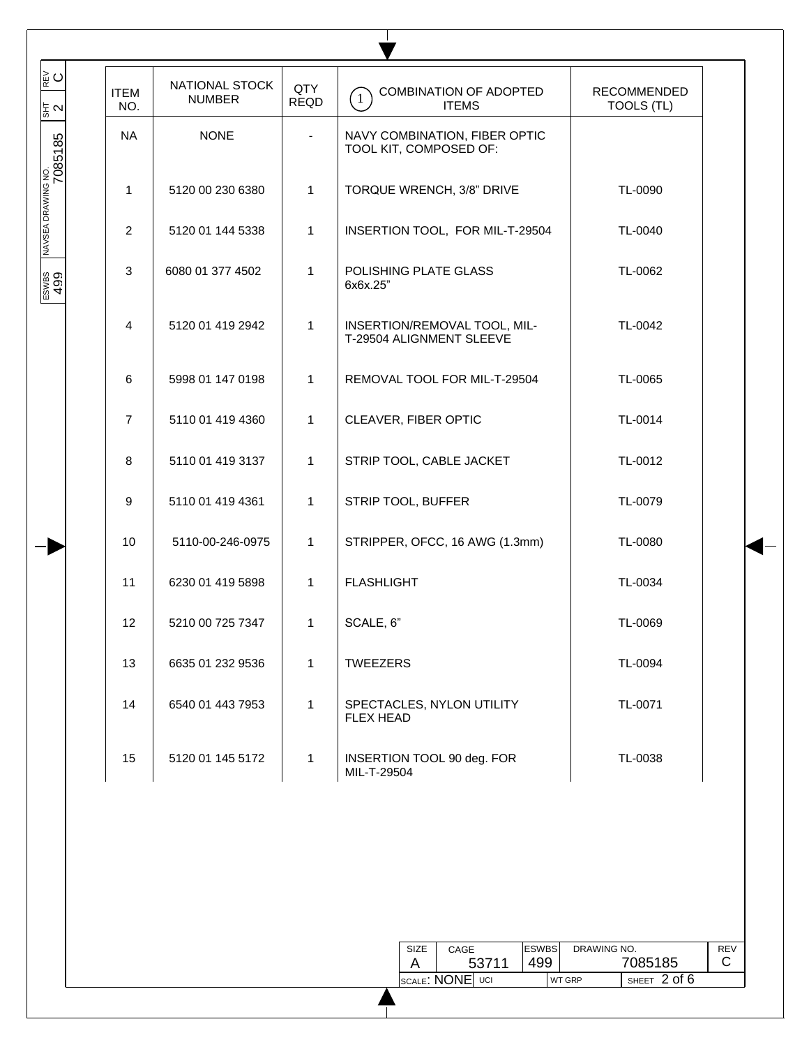| ITEM NO. | NATIONAL STOCK NUMBER | QTY REQD | (1) COMBINATION OF ADOPTED ITEMS | RECOMMENDED TOOLS (TL) |
|---|---|---|---|---|
| NA | NONE | - | NAVY COMBINATION, FIBER OPTIC TOOL KIT, COMPOSED OF: | |
| 1 | 5120 00 230 6380 | 1 | TORQUE WRENCH, 3/8" DRIVE | TL-0090 |
| 2 | 5120 01 144 5338 | 1 | INSERTION TOOL, FOR MIL-T-29504 | TL-0040 |
| 3 | 6080 01 377 4502 | 1 | POLISHING PLATE GLASS 6x6x.25" | TL-0062 |
| 4 | 5120 01 419 2942 | 1 | INSERTION/REMOVAL TOOL, MIL-T-29504 ALIGNMENT SLEEVE | TL-0042 |
| 6 | 5998 01 147 0198 | 1 | REMOVAL TOOL FOR MIL-T-29504 | TL-0065 |
| 7 | 5110 01 419 4360 | 1 | CLEAVER, FIBER OPTIC | TL-0014 |
| 8 | 5110 01 419 3137 | 1 | STRIP TOOL, CABLE JACKET | TL-0012 |
| 9 | 5110 01 419 4361 | 1 | STRIP TOOL, BUFFER | TL-0079 |
| 10 | 5110-00-246-0975 | 1 | STRIPPER, OFCC, 16 AWG (1.3mm) | TL-0080 |
| 11 | 6230 01 419 5898 | 1 | FLASHLIGHT | TL-0034 |
| 12 | 5210 00 725 7347 | 1 | SCALE, 6" | TL-0069 |
| 13 | 6635 01 232 9536 | 1 | TWEEZERS | TL-0094 |
| 14 | 6540 01 443 7953 | 1 | SPECTACLES, NYLON UTILITY FLEX HEAD | TL-0071 |
| 15 | 5120 01 145 5172 | 1 | INSERTION TOOL 90 deg. FOR MIL-T-29504 | TL-0038 |

| SIZE | CAGE | ESWBS | DRAWING NO. | REV |
|---|---|---|---|---|
| A | 53711 | 499 | 7085185 | C |
| SCALE: NONE | UCI | | WT GRP | SHEET 2 of 6 |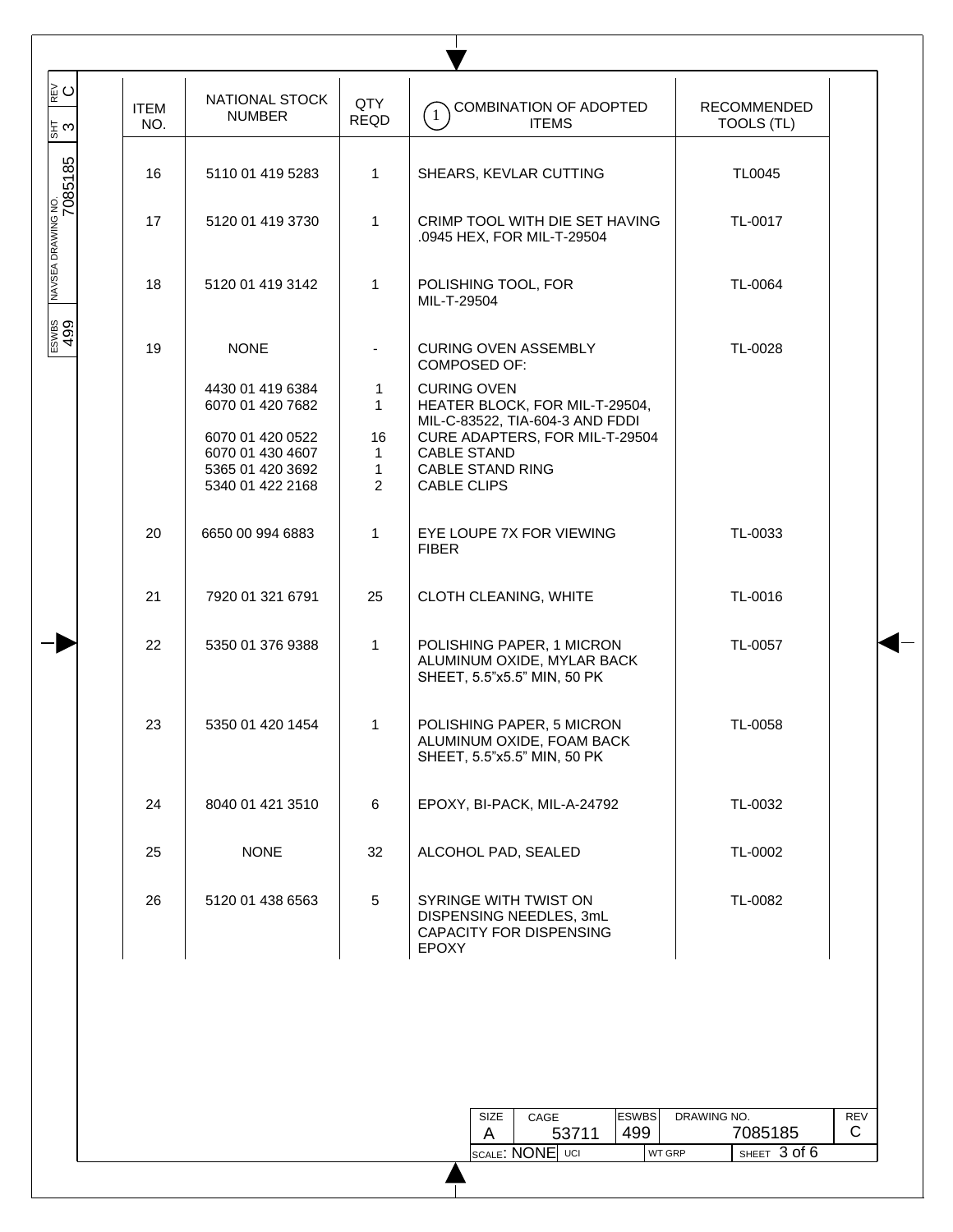| ITEM NO. | NATIONAL STOCK NUMBER | QTY REQD | (1) COMBINATION OF ADOPTED ITEMS | RECOMMENDED TOOLS (TL) |
|---|---|---|---|---|
| 16 | 5110 01 419 5283 | 1 | SHEARS, KEVLAR CUTTING | TL0045 |
| 17 | 5120 01 419 3730 | 1 | CRIMP TOOL WITH DIE SET HAVING .0945 HEX, FOR MIL-T-29504 | TL-0017 |
| 18 | 5120 01 419 3142 | 1 | POLISHING TOOL, FOR MIL-T-29504 | TL-0064 |
| 19 | NONE | - | CURING OVEN ASSEMBLY COMPOSED OF: | TL-0028 |
| | 4430 01 419 6384 | 1 | CURING OVEN | |
| | 6070 01 420 7682 | 1 | HEATER BLOCK, FOR MIL-T-29504, MIL-C-83522, TIA-604-3 AND FDDI | |
| | 6070 01 420 0522 | 16 | CURE ADAPTERS, FOR MIL-T-29504 | |
| | 6070 01 430 4607 | 1 | CABLE STAND | |
| | 5365 01 420 3692 | 1 | CABLE STAND RING | |
| | 5340 01 422 2168 | 2 | CABLE CLIPS | |
| 20 | 6650 00 994 6883 | 1 | EYE LOUPE 7X FOR VIEWING FIBER | TL-0033 |
| 21 | 7920 01 321 6791 | 25 | CLOTH CLEANING, WHITE | TL-0016 |
| 22 | 5350 01 376 9388 | 1 | POLISHING PAPER, 1 MICRON ALUMINUM OXIDE, MYLAR BACK SHEET, 5.5"x5.5" MIN, 50 PK | TL-0057 |
| 23 | 5350 01 420 1454 | 1 | POLISHING PAPER, 5 MICRON ALUMINUM OXIDE, FOAM BACK SHEET, 5.5"x5.5" MIN, 50 PK | TL-0058 |
| 24 | 8040 01 421 3510 | 6 | EPOXY, BI-PACK, MIL-A-24792 | TL-0032 |
| 25 | NONE | 32 | ALCOHOL PAD, SEALED | TL-0002 |
| 26 | 5120 01 438 6563 | 5 | SYRINGE WITH TWIST ON DISPENSING NEEDLES, 3mL CAPACITY FOR DISPENSING EPOXY | TL-0082 |

| SIZE | CAGE | ESWBS | DRAWING NO. | REV |
|---|---|---|---|---|
| A | 53711 | 499 | 7085185 | C |
| SCALE: NONE | UCI | | WT GRP | SHEET 3 of 6 |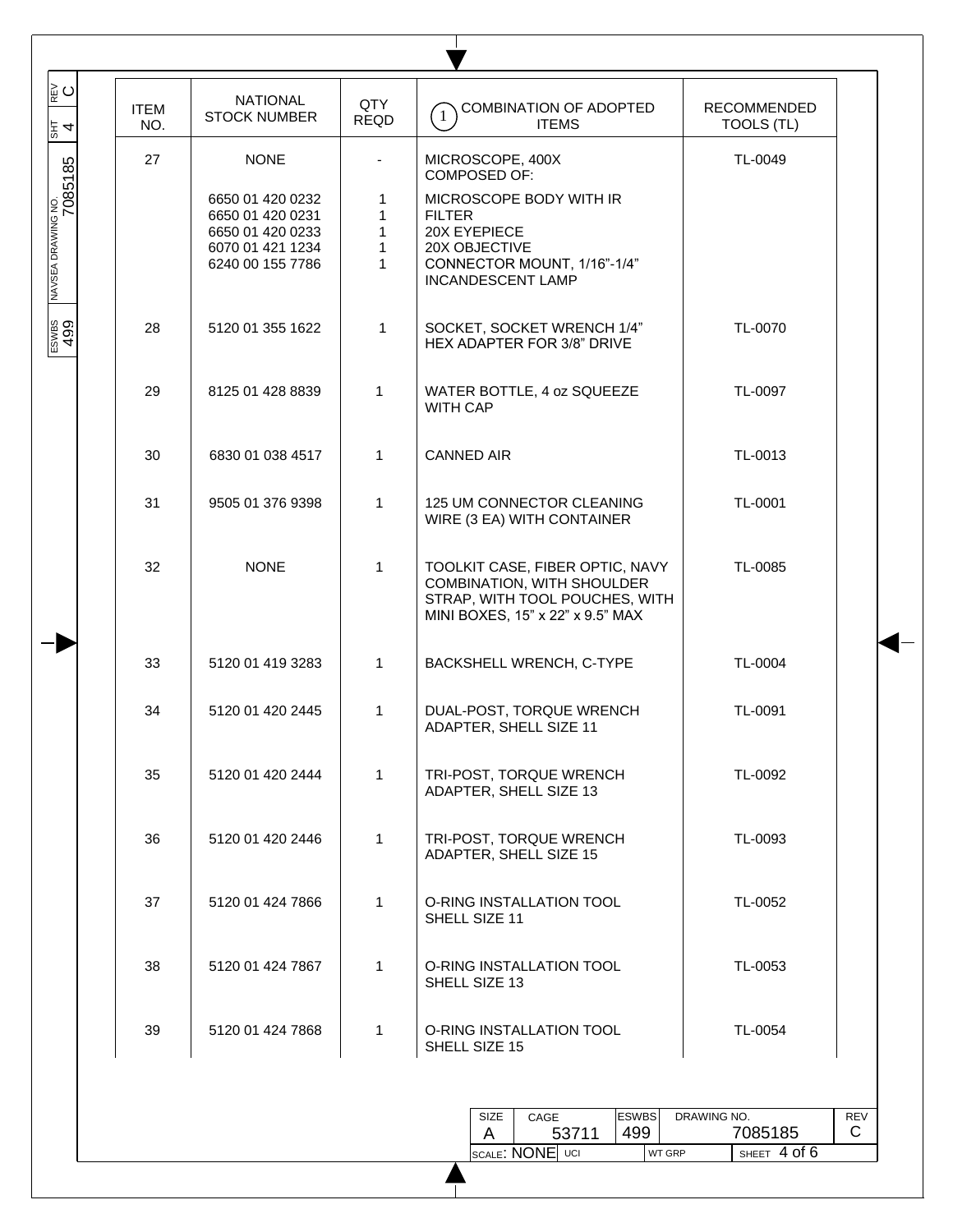| ITEM NO. | NATIONAL STOCK NUMBER | QTY REQD | (1) COMBINATION OF ADOPTED ITEMS | RECOMMENDED TOOLS (TL) |
|---|---|---|---|---|
| 27 | NONE | - | MICROSCOPE, 400X COMPOSED OF: | TL-0049 |
| | 6650 01 420 0232 | 1 | MICROSCOPE BODY WITH IR FILTER | |
| | 6650 01 420 0231 | 1 | 20X EYEPIECE | |
| | 6650 01 420 0233 | 1 | 20X OBJECTIVE | |
| | 6070 01 421 1234 | 1 | CONNECTOR MOUNT, 1/16"-1/4" | |
| | 6240 00 155 7786 | 1 | INCANDESCENT LAMP | |
| 28 | 5120 01 355 1622 | 1 | SOCKET, SOCKET WRENCH 1/4" HEX ADAPTER FOR 3/8" DRIVE | TL-0070 |
| 29 | 8125 01 428 8839 | 1 | WATER BOTTLE, 4 oz SQUEEZE WITH CAP | TL-0097 |
| 30 | 6830 01 038 4517 | 1 | CANNED AIR | TL-0013 |
| 31 | 9505 01 376 9398 | 1 | 125 UM CONNECTOR CLEANING WIRE (3 EA) WITH CONTAINER | TL-0001 |
| 32 | NONE | 1 | TOOLKIT CASE, FIBER OPTIC, NAVY COMBINATION, WITH SHOULDER STRAP, WITH TOOL POUCHES, WITH MINI BOXES, 15" x 22" x 9.5" MAX | TL-0085 |
| 33 | 5120 01 419 3283 | 1 | BACKSHELL WRENCH, C-TYPE | TL-0004 |
| 34 | 5120 01 420 2445 | 1 | DUAL-POST, TORQUE WRENCH ADAPTER, SHELL SIZE 11 | TL-0091 |
| 35 | 5120 01 420 2444 | 1 | TRI-POST, TORQUE WRENCH ADAPTER, SHELL SIZE 13 | TL-0092 |
| 36 | 5120 01 420 2446 | 1 | TRI-POST, TORQUE WRENCH ADAPTER, SHELL SIZE 15 | TL-0093 |
| 37 | 5120 01 424 7866 | 1 | O-RING INSTALLATION TOOL SHELL SIZE 11 | TL-0052 |
| 38 | 5120 01 424 7867 | 1 | O-RING INSTALLATION TOOL SHELL SIZE 13 | TL-0053 |
| 39 | 5120 01 424 7868 | 1 | O-RING INSTALLATION TOOL SHELL SIZE 15 | TL-0054 |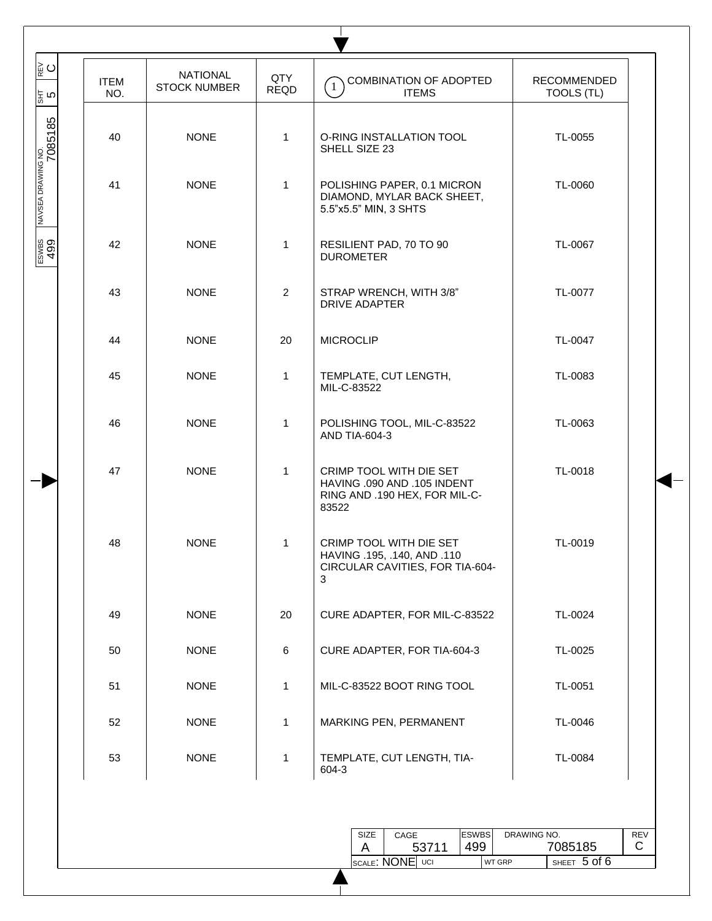| ITEM NO. | NATIONAL STOCK NUMBER | QTY REQD | (1) COMBINATION OF ADOPTED ITEMS | RECOMMENDED TOOLS (TL) |
|---|---|---|---|---|
| 40 | NONE | 1 | O-RING INSTALLATION TOOL SHELL SIZE 23 | TL-0055 |
| 41 | NONE | 1 | POLISHING PAPER, 0.1 MICRON DIAMOND, MYLAR BACK SHEET, 5.5"x5.5" MIN, 3 SHTS | TL-0060 |
| 42 | NONE | 1 | RESILIENT PAD, 70 TO 90 DUROMETER | TL-0067 |
| 43 | NONE | 2 | STRAP WRENCH, WITH 3/8" DRIVE ADAPTER | TL-0077 |
| 44 | NONE | 20 | MICROCLIP | TL-0047 |
| 45 | NONE | 1 | TEMPLATE, CUT LENGTH, MIL-C-83522 | TL-0083 |
| 46 | NONE | 1 | POLISHING TOOL, MIL-C-83522 AND TIA-604-3 | TL-0063 |
| 47 | NONE | 1 | CRIMP TOOL WITH DIE SET HAVING .090 AND .105 INDENT RING AND .190 HEX, FOR MIL-C-83522 | TL-0018 |
| 48 | NONE | 1 | CRIMP TOOL WITH DIE SET HAVING .195, .140, AND .110 CIRCULAR CAVITIES, FOR TIA-604-3 | TL-0019 |
| 49 | NONE | 20 | CURE ADAPTER, FOR MIL-C-83522 | TL-0024 |
| 50 | NONE | 6 | CURE ADAPTER, FOR TIA-604-3 | TL-0025 |
| 51 | NONE | 1 | MIL-C-83522 BOOT RING TOOL | TL-0051 |
| 52 | NONE | 1 | MARKING PEN, PERMANENT | TL-0046 |
| 53 | NONE | 1 | TEMPLATE, CUT LENGTH, TIA-604-3 | TL-0084 |

| SIZE | CAGE | ESWBS | DRAWING NO. | REV |
|---|---|---|---|---|
| A | 53711 | 499 | 7085185 | C |
| SCALE: NONE | UCI | | WT GRP | SHEET 5 of 6 |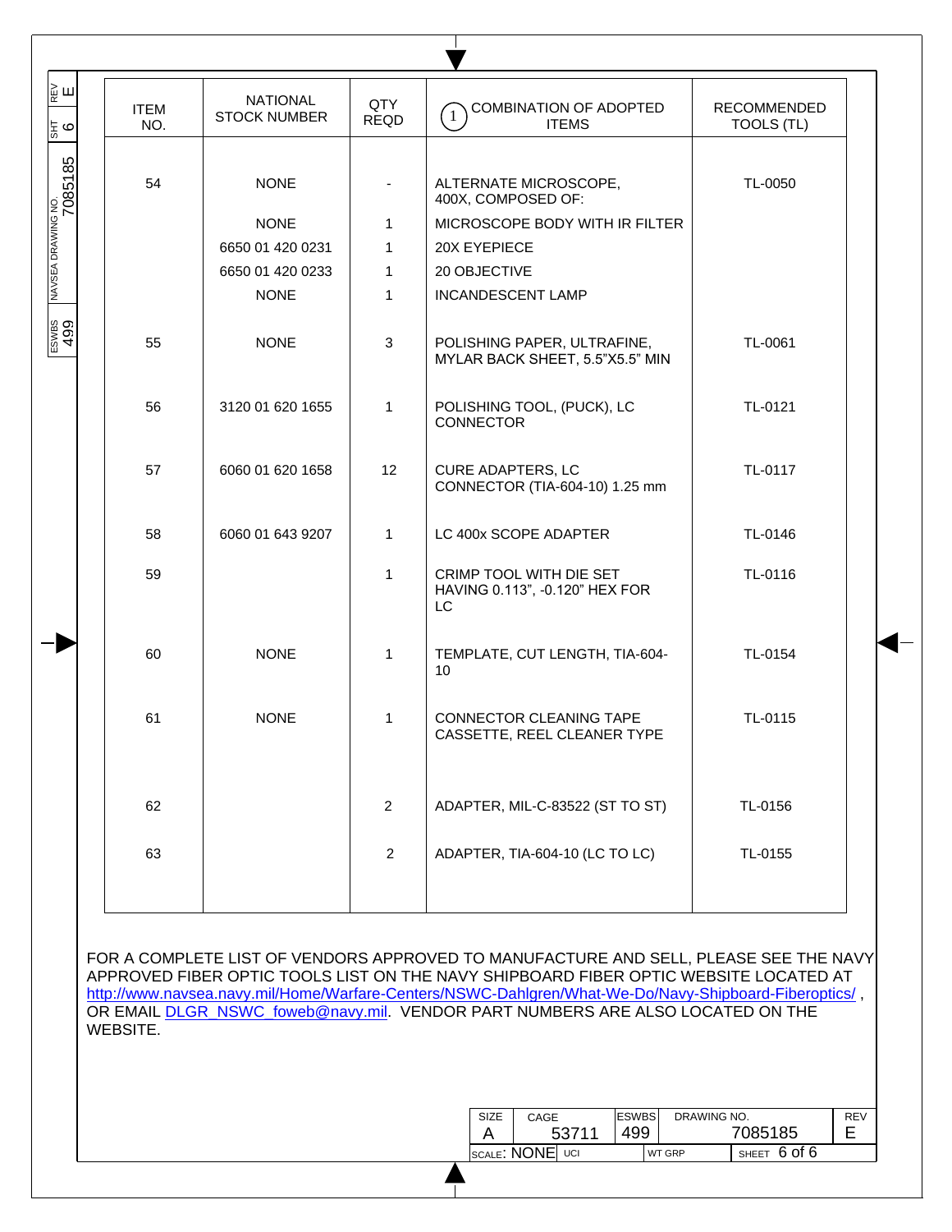| ITEM NO. | NATIONAL STOCK NUMBER | QTY REQD | (1) COMBINATION OF ADOPTED ITEMS | RECOMMENDED TOOLS (TL) |
|---|---|---|---|---|
| 54 | NONE | - | ALTERNATE MICROSCOPE, 400X, COMPOSED OF: | TL-0050 |
| | NONE | 1 | MICROSCOPE BODY WITH IR FILTER | |
| | 6650 01 420 0231 | 1 | 20X EYEPIECE | |
| | 6650 01 420 0233 | 1 | 20 OBJECTIVE | |
| | NONE | 1 | INCANDESCENT LAMP | |
| 55 | NONE | 3 | POLISHING PAPER, ULTRAFINE, MYLAR BACK SHEET, 5.5"X5.5" MIN | TL-0061 |
| 56 | 3120 01 620 1655 | 1 | POLISHING TOOL, (PUCK), LC CONNECTOR | TL-0121 |
| 57 | 6060 01 620 1658 | 12 | CURE ADAPTERS, LC CONNECTOR (TIA-604-10) 1.25 mm | TL-0117 |
| 58 | 6060 01 643 9207 | 1 | LC 400x SCOPE ADAPTER | TL-0146 |
| 59 | | 1 | CRIMP TOOL WITH DIE SET HAVING 0.113", -0.120" HEX FOR LC | TL-0116 |
| 60 | NONE | 1 | TEMPLATE, CUT LENGTH, TIA-604-10 | TL-0154 |
| 61 | NONE | 1 | CONNECTOR CLEANING TAPE CASSETTE, REEL CLEANER TYPE | TL-0115 |
| 62 | | 2 | ADAPTER, MIL-C-83522 (ST TO ST) | TL-0156 |
| 63 | | 2 | ADAPTER, TIA-604-10 (LC TO LC) | TL-0155 |

FOR A COMPLETE LIST OF VENDORS APPROVED TO MANUFACTURE AND SELL, PLEASE SEE THE NAVY APPROVED FIBER OPTIC TOOLS LIST ON THE NAVY SHIPBOARD FIBER OPTIC WEBSITE LOCATED AT http://www.navsea.navy.mil/Home/Warfare-Centers/NSWC-Dahlgren/What-We-Do/Navy-Shipboard-Fiberoptics/ , OR EMAIL DLGR_NSWC_foweb@navy.mil. VENDOR PART NUMBERS ARE ALSO LOCATED ON THE WEBSITE.

| SIZE | CAGE | ESWBS | DRAWING NO. | REV |
|---|---|---|---|---|
| A | 53711 | 499 | 7085185 | E |
| SCALE: NONE | UCI | WT GRP | SHEET 6 of 6 | |